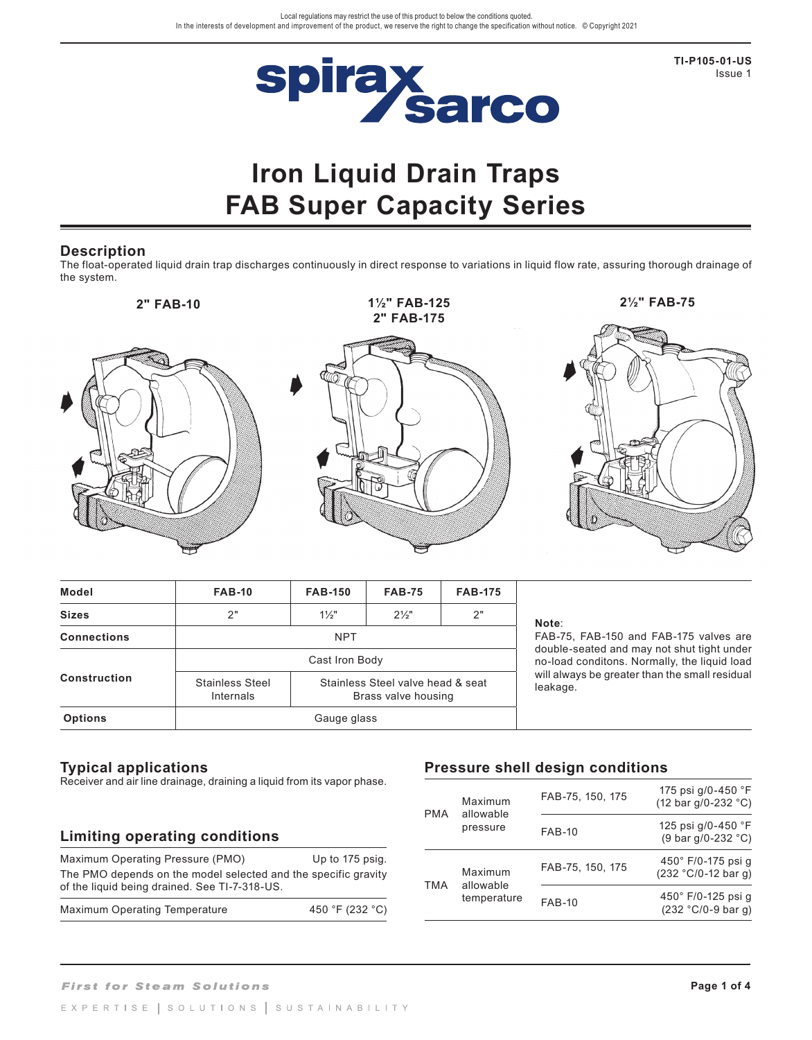Local regulations may restrict the use of this product to below the conditions quoted.
In the interests of development and improvement of the product, we reserve the right to change the specification without notice. © Copyright 2021

TI-P105-01-US
Issue 1

# Iron Liquid Drain Traps
# FAB Super Capacity Series

## Description

The float-operated liquid drain trap discharges continuously in direct response to variations in liquid flow rate, assuring thorough drainage of the system.

2" FAB-10

1½" FAB-125
2" FAB-175

2½" FAB-75

| Model | FAB-10 | FAB-150 | FAB-75 | FAB-175 |
|---|---|---|---|---|
| Sizes | 2" | 1½" | 2½" | 2" |
| Connections | NPT | | | |
| Construction | Cast Iron Body | | | |
| | Stainless Steel Internals | Stainless Steel valve head & seat Brass valve housing | | |
| Options | Gauge glass | | | |

**Note**:
FAB-75, FAB-150 and FAB-175 valves are double-seated and may not shut tight under no-load conditons. Normally, the liquid load will always be greater than the small residual leakage.

## Typical applications

Receiver and air line drainage, draining a liquid from its vapor phase.

## Limiting operating conditions

| | |
|---|---|
| Maximum Operating Pressure (PMO) | Up to 175 psig. |
| The PMO depends on the model selected and the specific gravity of the liquid being drained. See TI-7-318-US. | |
| Maximum Operating Temperature | 450 °F (232 °C) |

## Pressure shell design conditions

| | | | |
|---|---|---|---|
| PMA | Maximum allowable pressure | FAB-75, 150, 175 | 175 psi g/0-450 °F (12 bar g/0-232 °C) |
| | | FAB-10 | 125 psi g/0-450 °F (9 bar g/0-232 °C) |
| TMA | Maximum allowable temperature | FAB-75, 150, 175 | 450° F/0-175 psi g (232 °C/0-12 bar g) |
| | | FAB-10 | 450° F/0-125 psi g (232 °C/0-9 bar g) |

*First for Steam Solutions*

EXPERTISE | SOLUTIONS | SUSTAINABILITY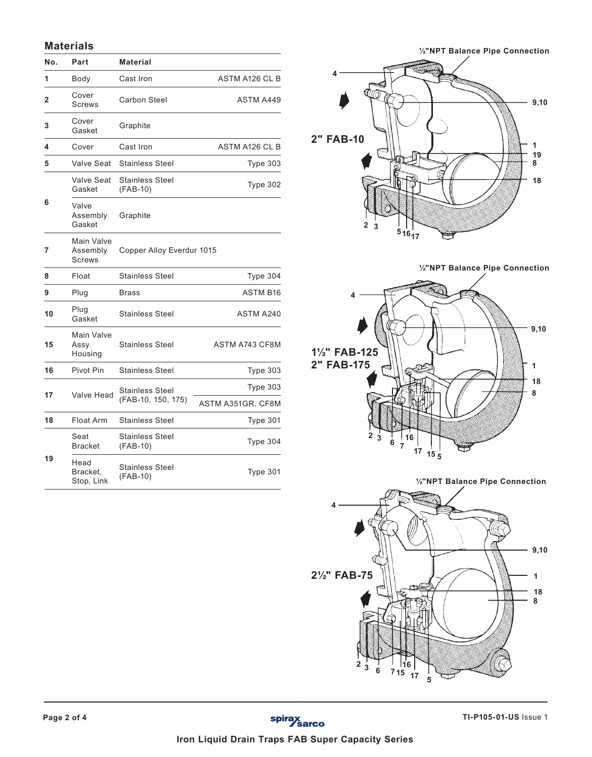## Materials

| No. | Part | Material | |
|---|---|---|---|
| 1 | Body | Cast Iron | ASTM A126 CL B |
| 2 | Cover Screws | Carbon Steel | ASTM A449 |
| 3 | Cover Gasket | Graphite | |
| 4 | Cover | Cast Iron | ASTM A126 CL B |
| 5 | Valve Seat | Stainless Steel | Type 303 |
| 6 | Valve Seat Gasket | Stainless Steel (FAB-10) | Type 302 |
| | Valve Assembly Gasket | Graphite | |
| 7 | Main Valve Assembly Screws | Copper Alloy Everdur 1015 | |
| 8 | Float | Stainless Steel | Type 304 |
| 9 | Plug | Brass | ASTM B16 |
| 10 | Plug Gasket | Stainless Steel | ASTM A240 |
| 15 | Main Valve Assy. Housing | Stainless Steel | ASTM A743 CF8M |
| 16 | Pivot Pin | Stainless Steel | Type 303 |
| 17 | Valve Head | Stainless Steel (FAB-10, 150, 175) | Type 303 |
| | | | ASTM A351GR. CF8M |
| 18 | Float Arm | Stainless Steel | Type 301 |
| 19 | Seat Bracket | Stainless Steel (FAB-10) | Type 304 |
| | Head Bracket, Stop, Link | Stainless Steel (FAB-10) | Type 301 |

½"NPT Balance Pipe Connection

2" FAB-10

½"NPT Balance Pipe Connection

1½" FAB-125
2" FAB-175

½"NPT Balance Pipe Connection

2½" FAB-75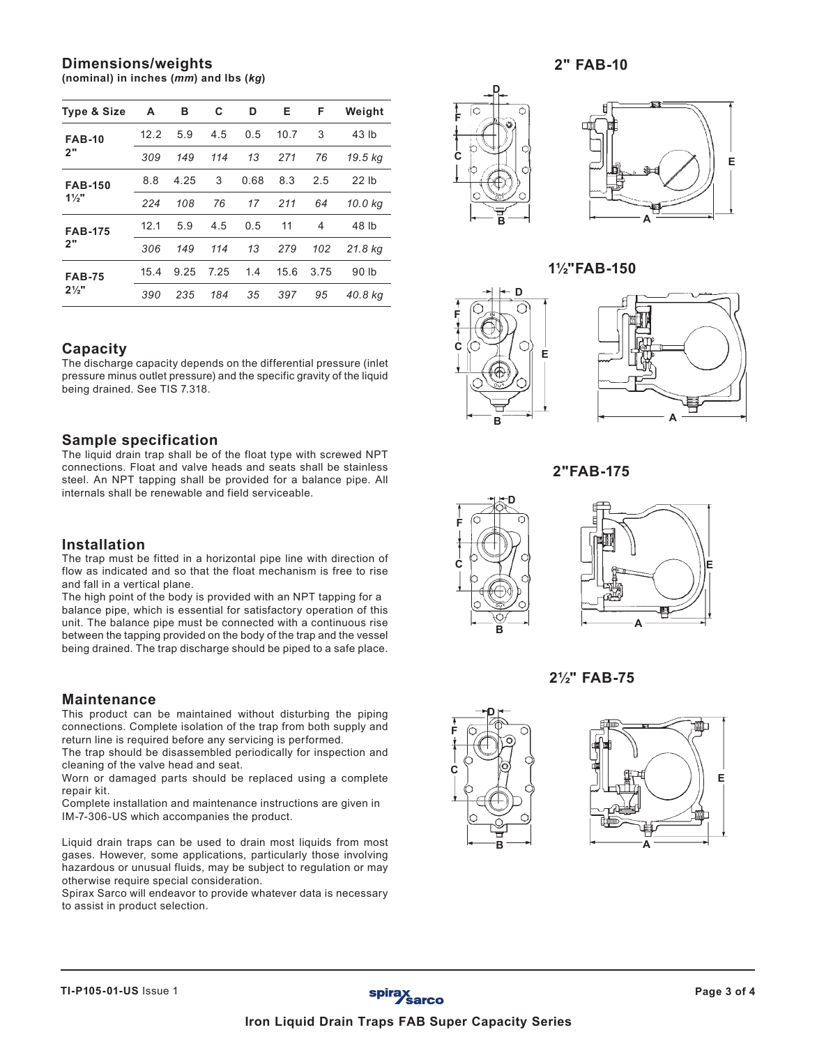## Dimensions/weights

**(nominal) in inches (*mm*) and lbs (*kg*)**

| Type & Size | A | B | C | D | E | F | Weight |
|---|---|---|---|---|---|---|---|
| **FAB-10 2"** | 12.2 | 5.9 | 4.5 | 0.5 | 10.7 | 3 | 43 lb |
| | *309* | *149* | *114* | *13* | *271* | *76* | *19.5 kg* |
| **FAB-150 1½"** | 8.8 | 4.25 | 3 | 0.68 | 8.3 | 2.5 | 22 lb |
| | *224* | *108* | *76* | *17* | *211* | *64* | *10.0 kg* |
| **FAB-175 2"** | 12.1 | 5.9 | 4.5 | 0.5 | 11 | 4 | 48 lb |
| | *306* | *149* | *114* | *13* | *279* | *102* | *21.8 kg* |
| **FAB-75 2½"** | 15.4 | 9.25 | 7.25 | 1.4 | 15.6 | 3.75 | 90 lb |
| | *390* | *235* | *184* | *35* | *397* | *95* | *40.8 kg* |

## Capacity

The discharge capacity depends on the differential pressure (inlet pressure minus outlet pressure) and the specific gravity of the liquid being drained. See TIS 7.318.

## Sample specification

The liquid drain trap shall be of the float type with screwed NPT connections. Float and valve heads and seats shall be stainless steel. An NPT tapping shall be provided for a balance pipe. All internals shall be renewable and field serviceable.

## Installation

The trap must be fitted in a horizontal pipe line with direction of flow as indicated and so that the float mechanism is free to rise and fall in a vertical plane.

The high point of the body is provided with an NPT tapping for a balance pipe, which is essential for satisfactory operation of this unit. The balance pipe must be connected with a continuous rise between the tapping provided on the body of the trap and the vessel being drained. The trap discharge should be piped to a safe place.

## Maintenance

This product can be maintained without disturbing the piping connections. Complete isolation of the trap from both supply and return line is required before any servicing is performed.

The trap should be disassembled periodically for inspection and cleaning of the valve head and seat.

Worn or damaged parts should be replaced using a complete repair kit.

Complete installation and maintenance instructions are given in IM-7-306-US which accompanies the product.

Liquid drain traps can be used to drain most liquids from most gases. However, some applications, particularly those involving hazardous or unusual fluids, may be subject to regulation or may otherwise require special consideration.

Spirax Sarco will endeavor to provide whatever data is necessary to assist in product selection.

**2" FAB-10**

D F C B E A

**1½"FAB-150**

D F C E B A

**2"FAB-175**

D F C B E A

**2½" FAB-75**

D F C B E A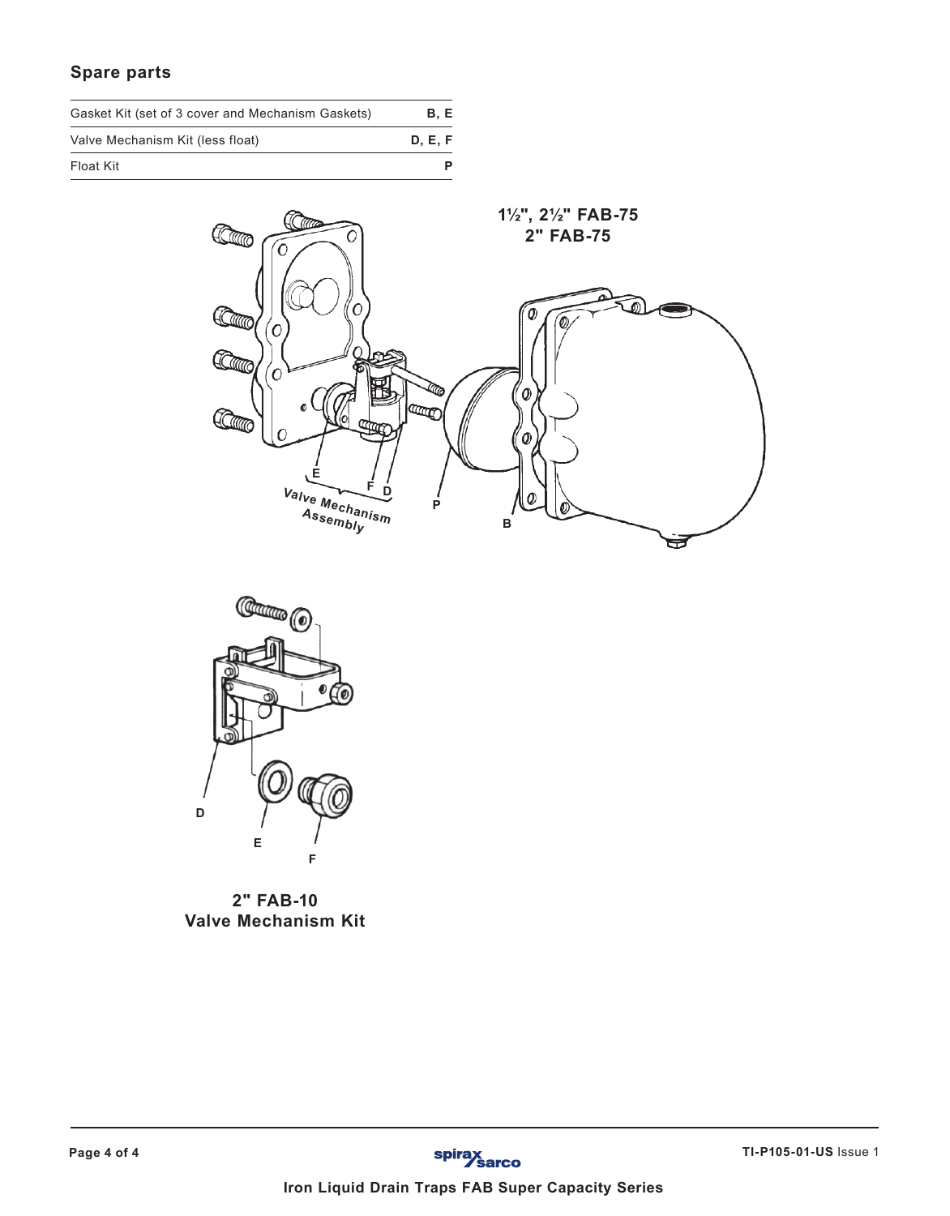## Spare parts

| | |
|---|---|
| Gasket Kit (set of 3 cover and Mechanism Gaskets) | B, E |
| Valve Mechanism Kit (less float) | D, E, F |
| Float Kit | P |

1½", 2½" FAB-75
2" FAB-75

E
F
D
Valve Mechanism Assembly
P
B

D
E
F

2" FAB-10
Valve Mechanism Kit